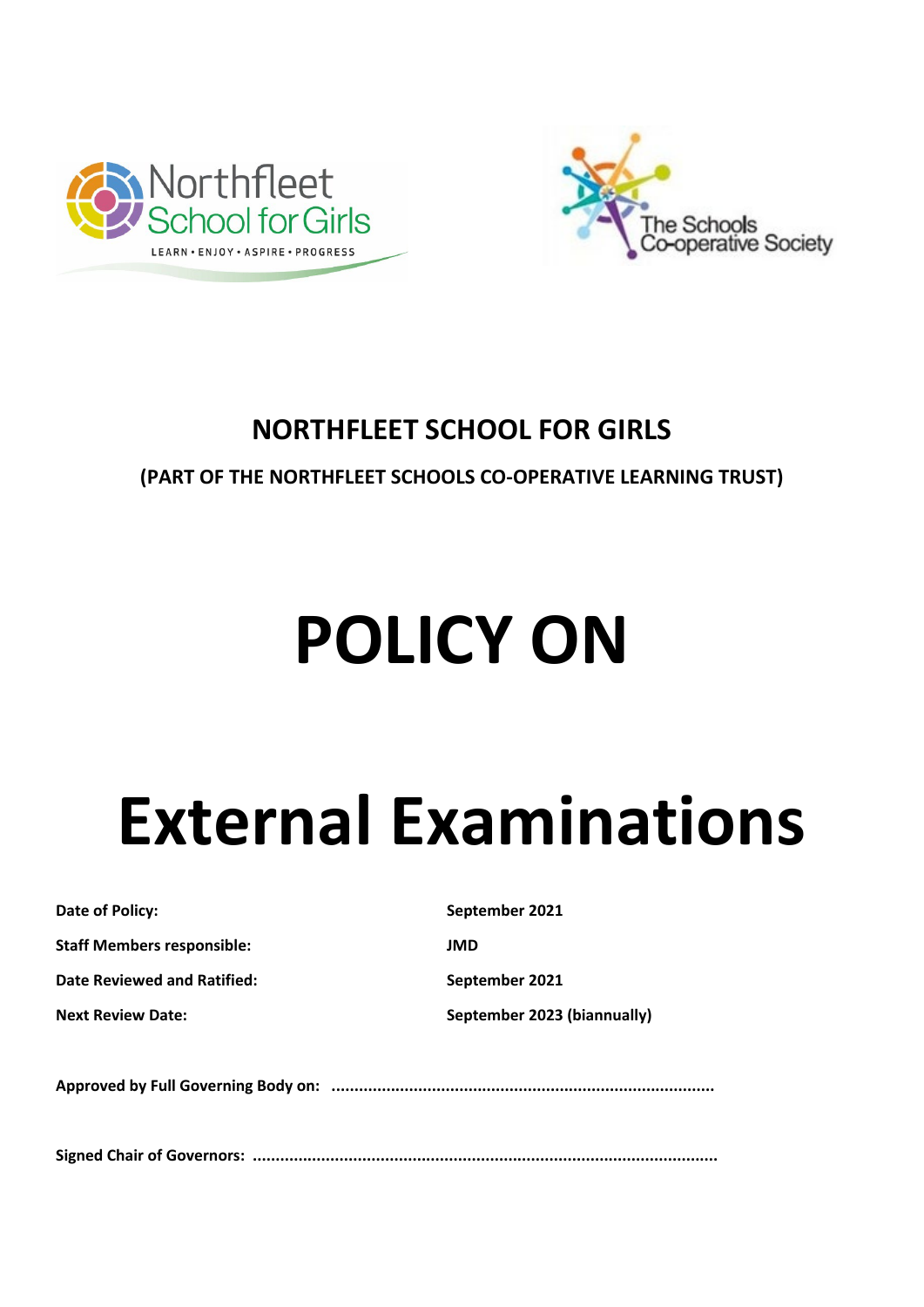# NORTHFLEET SCHOOL FOR GIRLS

**(PART OF THE NORTHFLEET SCHOOLS CO-OPERATIVE LEARNING TRUST)**

# POLICY ON

# External Examinations

| | |
|---|---|
| **Date of Policy:** | **September 2021** |
| **Staff Members responsible:** | **JMD** |
| **Date Reviewed and Ratified:** | **September 2021** |
| **Next Review Date:** | **September 2023 (biannually)** |

**Approved by Full Governing Body on: ..................................................................................**

**Signed Chair of Governors: ...................................................................................................**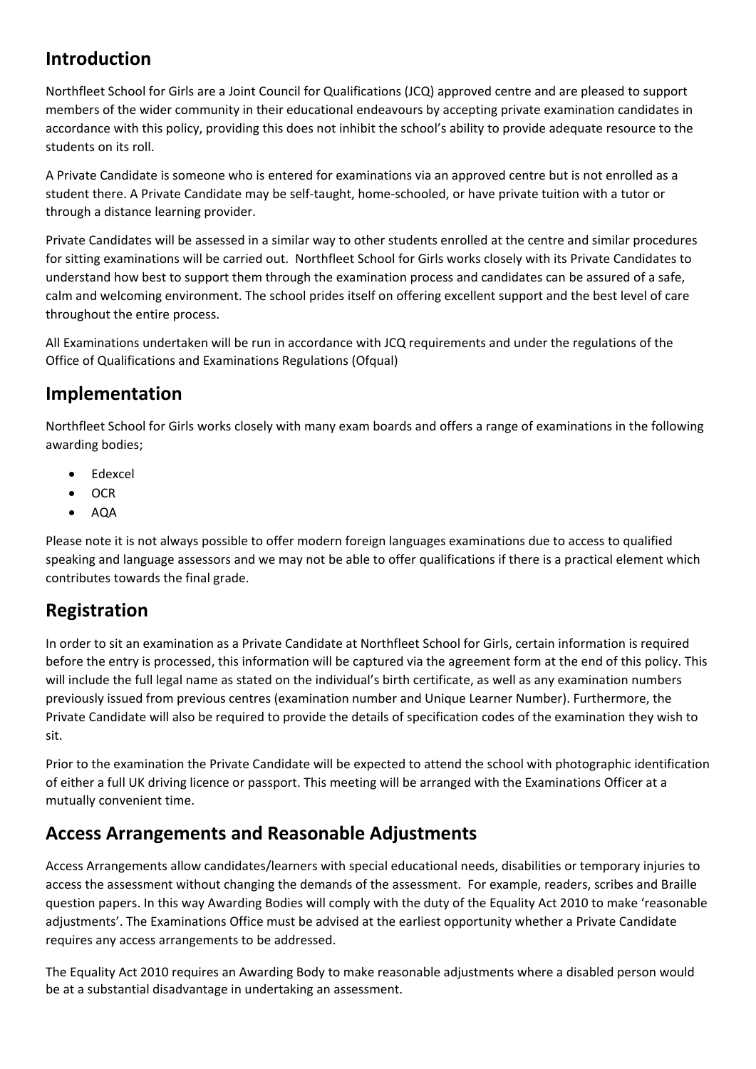## Introduction

Northfleet School for Girls are a Joint Council for Qualifications (JCQ) approved centre and are pleased to support members of the wider community in their educational endeavours by accepting private examination candidates in accordance with this policy, providing this does not inhibit the school's ability to provide adequate resource to the students on its roll.

A Private Candidate is someone who is entered for examinations via an approved centre but is not enrolled as a student there. A Private Candidate may be self-taught, home-schooled, or have private tuition with a tutor or through a distance learning provider.

Private Candidates will be assessed in a similar way to other students enrolled at the centre and similar procedures for sitting examinations will be carried out. Northfleet School for Girls works closely with its Private Candidates to understand how best to support them through the examination process and candidates can be assured of a safe, calm and welcoming environment. The school prides itself on offering excellent support and the best level of care throughout the entire process.

All Examinations undertaken will be run in accordance with JCQ requirements and under the regulations of the Office of Qualifications and Examinations Regulations (Ofqual)

## Implementation

Northfleet School for Girls works closely with many exam boards and offers a range of examinations in the following awarding bodies;

- Edexcel
- OCR
- AQA

Please note it is not always possible to offer modern foreign languages examinations due to access to qualified speaking and language assessors and we may not be able to offer qualifications if there is a practical element which contributes towards the final grade.

## Registration

In order to sit an examination as a Private Candidate at Northfleet School for Girls, certain information is required before the entry is processed, this information will be captured via the agreement form at the end of this policy. This will include the full legal name as stated on the individual's birth certificate, as well as any examination numbers previously issued from previous centres (examination number and Unique Learner Number). Furthermore, the Private Candidate will also be required to provide the details of specification codes of the examination they wish to sit.

Prior to the examination the Private Candidate will be expected to attend the school with photographic identification of either a full UK driving licence or passport. This meeting will be arranged with the Examinations Officer at a mutually convenient time.

## Access Arrangements and Reasonable Adjustments

Access Arrangements allow candidates/learners with special educational needs, disabilities or temporary injuries to access the assessment without changing the demands of the assessment. For example, readers, scribes and Braille question papers. In this way Awarding Bodies will comply with the duty of the Equality Act 2010 to make 'reasonable adjustments'. The Examinations Office must be advised at the earliest opportunity whether a Private Candidate requires any access arrangements to be addressed.

The Equality Act 2010 requires an Awarding Body to make reasonable adjustments where a disabled person would be at a substantial disadvantage in undertaking an assessment.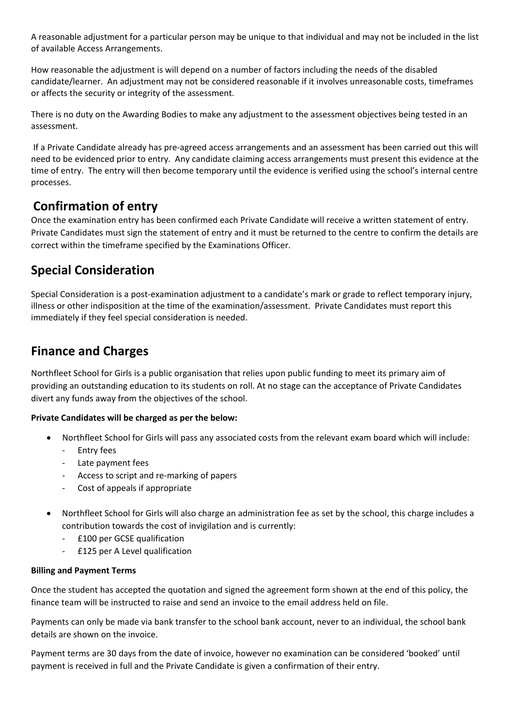A reasonable adjustment for a particular person may be unique to that individual and may not be included in the list of available Access Arrangements.

How reasonable the adjustment is will depend on a number of factors including the needs of the disabled candidate/learner. An adjustment may not be considered reasonable if it involves unreasonable costs, timeframes or affects the security or integrity of the assessment.

There is no duty on the Awarding Bodies to make any adjustment to the assessment objectives being tested in an assessment.

If a Private Candidate already has pre-agreed access arrangements and an assessment has been carried out this will need to be evidenced prior to entry. Any candidate claiming access arrangements must present this evidence at the time of entry. The entry will then become temporary until the evidence is verified using the school's internal centre processes.

## Confirmation of entry

Once the examination entry has been confirmed each Private Candidate will receive a written statement of entry. Private Candidates must sign the statement of entry and it must be returned to the centre to confirm the details are correct within the timeframe specified by the Examinations Officer.

## Special Consideration

Special Consideration is a post-examination adjustment to a candidate's mark or grade to reflect temporary injury, illness or other indisposition at the time of the examination/assessment. Private Candidates must report this immediately if they feel special consideration is needed.

## Finance and Charges

Northfleet School for Girls is a public organisation that relies upon public funding to meet its primary aim of providing an outstanding education to its students on roll. At no stage can the acceptance of Private Candidates divert any funds away from the objectives of the school.

**Private Candidates will be charged as per the below:**

- Northfleet School for Girls will pass any associated costs from the relevant exam board which will include:
  - Entry fees
  - Late payment fees
  - Access to script and re-marking of papers
  - Cost of appeals if appropriate

- Northfleet School for Girls will also charge an administration fee as set by the school, this charge includes a contribution towards the cost of invigilation and is currently:
  - £100 per GCSE qualification
  - £125 per A Level qualification

**Billing and Payment Terms**

Once the student has accepted the quotation and signed the agreement form shown at the end of this policy, the finance team will be instructed to raise and send an invoice to the email address held on file.

Payments can only be made via bank transfer to the school bank account, never to an individual, the school bank details are shown on the invoice.

Payment terms are 30 days from the date of invoice, however no examination can be considered 'booked' until payment is received in full and the Private Candidate is given a confirmation of their entry.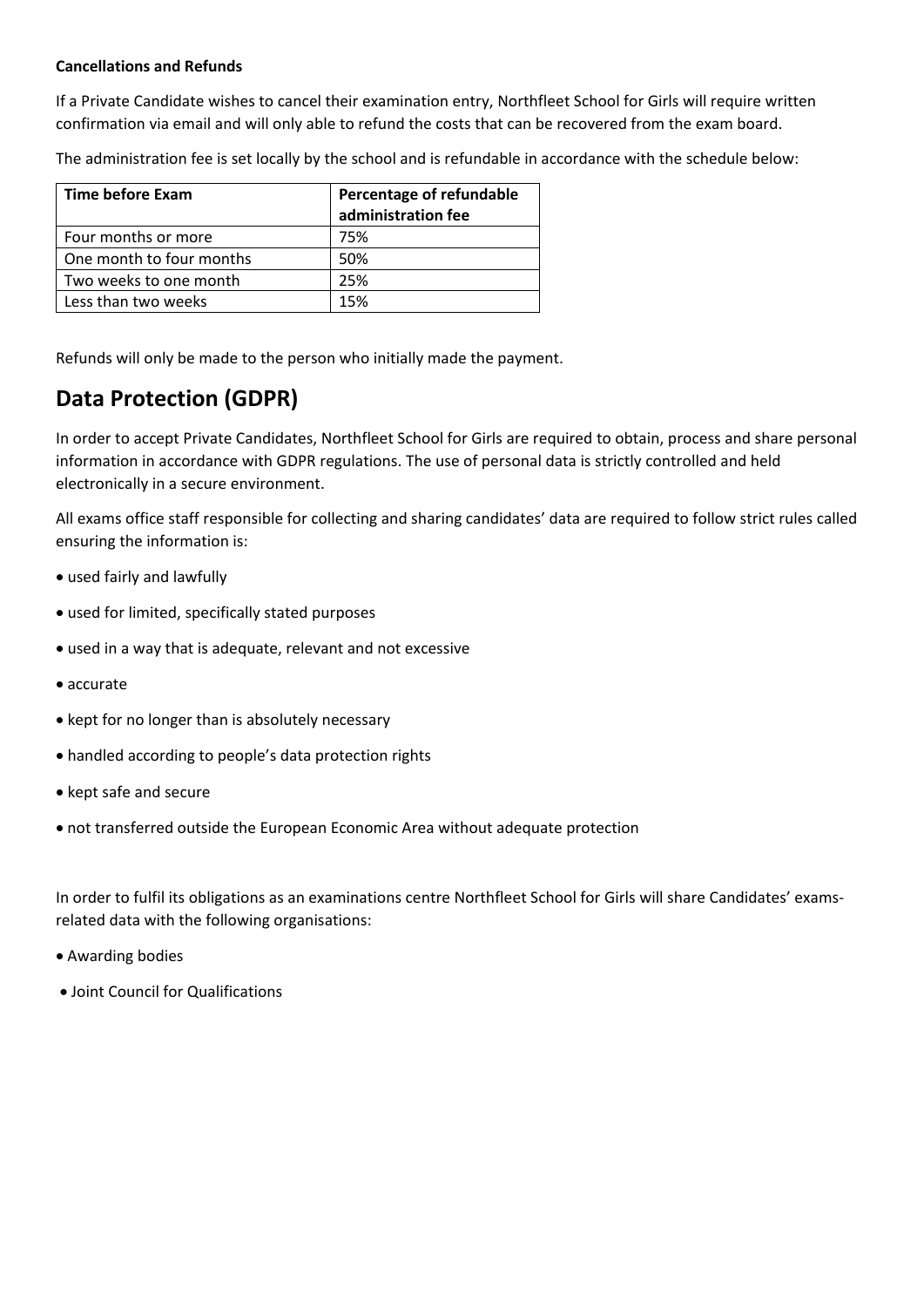**Cancellations and Refunds**

If a Private Candidate wishes to cancel their examination entry, Northfleet School for Girls will require written confirmation via email and will only able to refund the costs that can be recovered from the exam board.

The administration fee is set locally by the school and is refundable in accordance with the schedule below:

| Time before Exam | Percentage of refundable administration fee |
| --- | --- |
| Four months or more | 75% |
| One month to four months | 50% |
| Two weeks to one month | 25% |
| Less than two weeks | 15% |

Refunds will only be made to the person who initially made the payment.

## Data Protection (GDPR)

In order to accept Private Candidates, Northfleet School for Girls are required to obtain, process and share personal information in accordance with GDPR regulations. The use of personal data is strictly controlled and held electronically in a secure environment.

All exams office staff responsible for collecting and sharing candidates' data are required to follow strict rules called ensuring the information is:

- used fairly and lawfully
- used for limited, specifically stated purposes
- used in a way that is adequate, relevant and not excessive
- accurate
- kept for no longer than is absolutely necessary
- handled according to people's data protection rights
- kept safe and secure
- not transferred outside the European Economic Area without adequate protection

In order to fulfil its obligations as an examinations centre Northfleet School for Girls will share Candidates' exams-related data with the following organisations:

- Awarding bodies
- Joint Council for Qualifications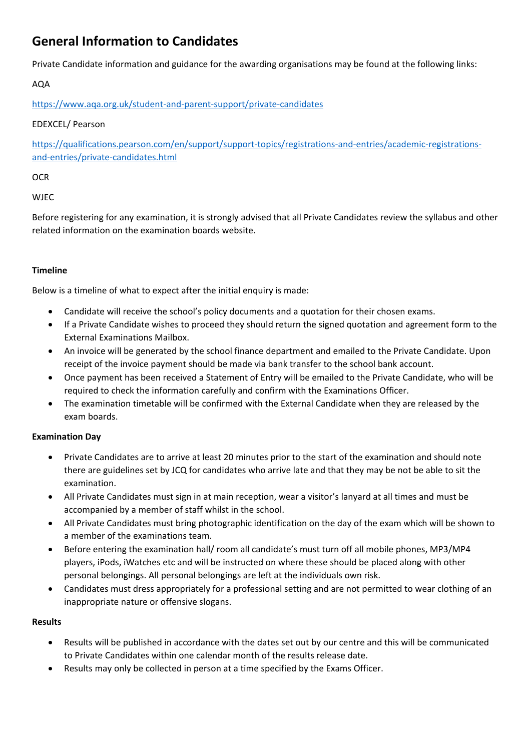## General Information to Candidates

Private Candidate information and guidance for the awarding organisations may be found at the following links:

AQA

https://www.aqa.org.uk/student-and-parent-support/private-candidates

EDEXCEL/ Pearson

https://qualifications.pearson.com/en/support/support-topics/registrations-and-entries/academic-registrations-and-entries/private-candidates.html

OCR

WJEC

Before registering for any examination, it is strongly advised that all Private Candidates review the syllabus and other related information on the examination boards website.

**Timeline**

Below is a timeline of what to expect after the initial enquiry is made:

- Candidate will receive the school's policy documents and a quotation for their chosen exams.
- If a Private Candidate wishes to proceed they should return the signed quotation and agreement form to the External Examinations Mailbox.
- An invoice will be generated by the school finance department and emailed to the Private Candidate. Upon receipt of the invoice payment should be made via bank transfer to the school bank account.
- Once payment has been received a Statement of Entry will be emailed to the Private Candidate, who will be required to check the information carefully and confirm with the Examinations Officer.
- The examination timetable will be confirmed with the External Candidate when they are released by the exam boards.

**Examination Day**

- Private Candidates are to arrive at least 20 minutes prior to the start of the examination and should note there are guidelines set by JCQ for candidates who arrive late and that they may be not be able to sit the examination.
- All Private Candidates must sign in at main reception, wear a visitor's lanyard at all times and must be accompanied by a member of staff whilst in the school.
- All Private Candidates must bring photographic identification on the day of the exam which will be shown to a member of the examinations team.
- Before entering the examination hall/ room all candidate's must turn off all mobile phones, MP3/MP4 players, iPods, iWatches etc and will be instructed on where these should be placed along with other personal belongings. All personal belongings are left at the individuals own risk.
- Candidates must dress appropriately for a professional setting and are not permitted to wear clothing of an inappropriate nature or offensive slogans.

**Results**

- Results will be published in accordance with the dates set out by our centre and this will be communicated to Private Candidates within one calendar month of the results release date.
- Results may only be collected in person at a time specified by the Exams Officer.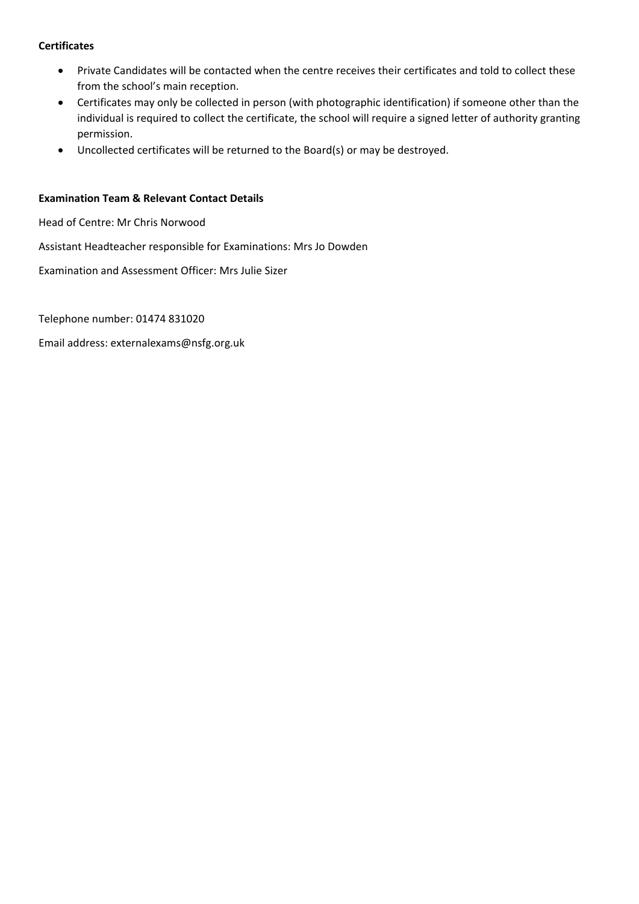**Certificates**

- Private Candidates will be contacted when the centre receives their certificates and told to collect these from the school's main reception.
- Certificates may only be collected in person (with photographic identification) if someone other than the individual is required to collect the certificate, the school will require a signed letter of authority granting permission.
- Uncollected certificates will be returned to the Board(s) or may be destroyed.

**Examination Team & Relevant Contact Details**

Head of Centre: Mr Chris Norwood

Assistant Headteacher responsible for Examinations: Mrs Jo Dowden

Examination and Assessment Officer: Mrs Julie Sizer

Telephone number: 01474 831020

Email address: externalexams@nsfg.org.uk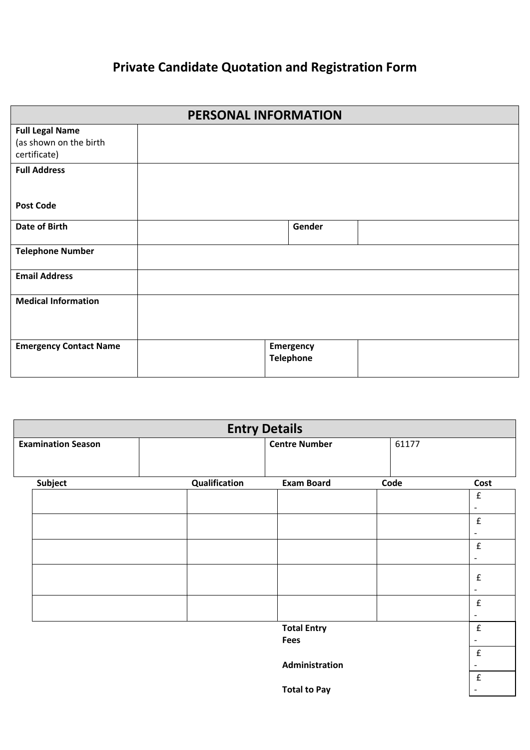# Private Candidate Quotation and Registration Form

| PERSONAL INFORMATION | | | |
|---|---|---|---|
| **Full Legal Name** (as shown on the birth certificate) | | | |
| **Full Address**<br><br>**Post Code** | | | |
| **Date of Birth** | | **Gender** | |
| **Telephone Number** | | | |
| **Email Address** | | | |
| **Medical Information** | | | |
| **Emergency Contact Name** | | **Emergency Telephone** | |

| Entry Details | | | |
|---|---|---|---|
| **Examination Season** | | **Centre Number** | 61177 |

| Subject | Qualification | Exam Board | Code | Cost |
|---|---|---|---|---|
| | | | | £ - |
| | | | | £ - |
| | | | | £ - |
| | | | | £ - |
| | | | | £ - |
| | | **Total Entry Fees** | | £ - |
| | | **Administration** | | £ - |
| | | **Total to Pay** | | £ - |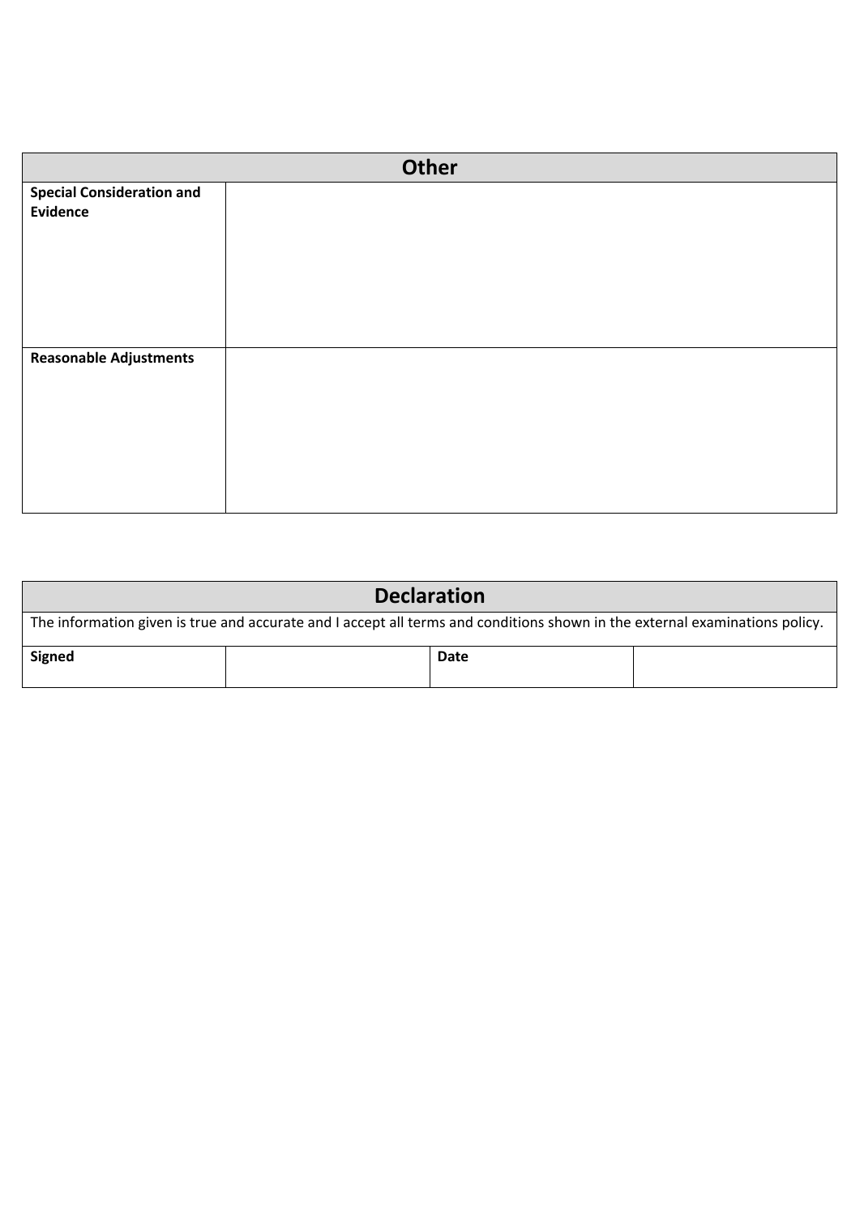| Other | |
|---|---|
| **Special Consideration and Evidence** | |
| **Reasonable Adjustments** | |

| Declaration | | | |
|---|---|---|---|
| The information given is true and accurate and I accept all terms and conditions shown in the external examinations policy. | | | |
| **Signed** | | **Date** | |